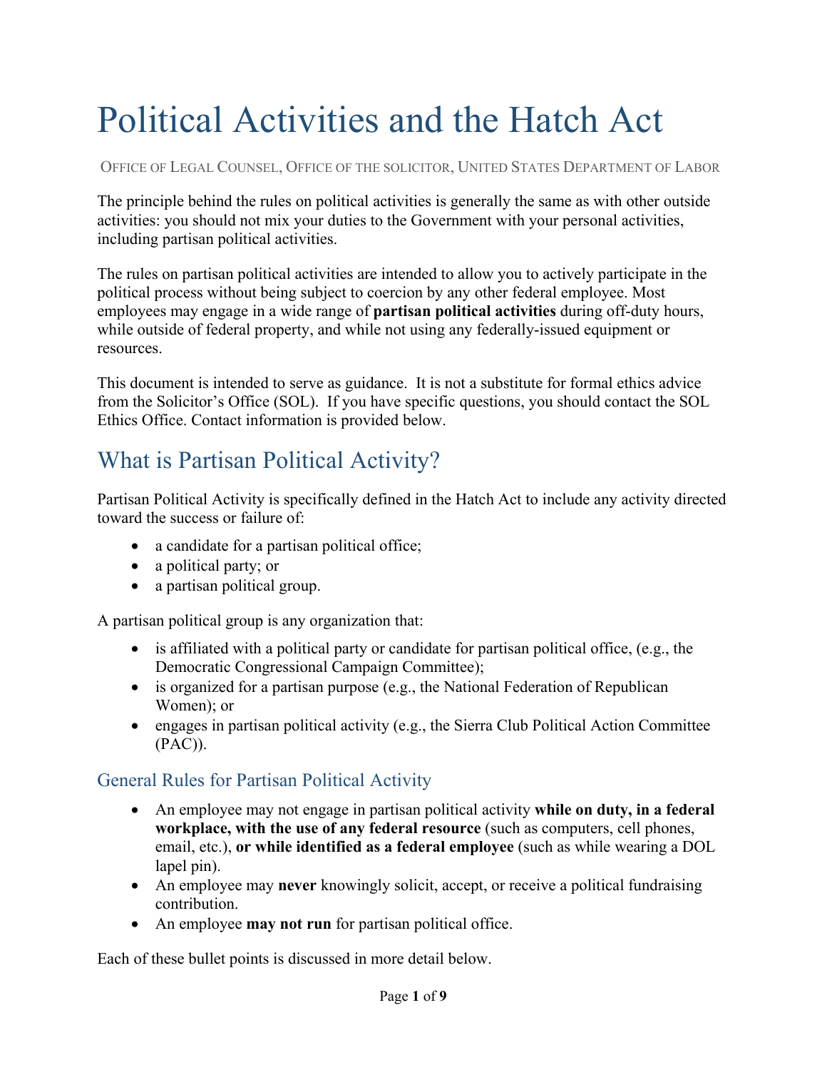# Political Activities and the Hatch Act

OFFICE OF LEGAL COUNSEL, OFFICE OF THE SOLICITOR, UNITED STATES DEPARTMENT OF LABOR

The principle behind the rules on political activities is generally the same as with other outside activities: you should not mix your duties to the Government with your personal activities, including partisan political activities.

The rules on partisan political activities are intended to allow you to actively participate in the political process without being subject to coercion by any other federal employee. Most employees may engage in a wide range of **partisan political activities** during off-duty hours, while outside of federal property, and while not using any federally-issued equipment or resources.

This document is intended to serve as guidance. It is not a substitute for formal ethics advice from the Solicitor's Office (SOL). If you have specific questions, you should contact the SOL Ethics Office. Contact information is provided below.

## What is Partisan Political Activity?

Partisan Political Activity is specifically defined in the Hatch Act to include any activity directed toward the success or failure of:

- a candidate for a partisan political office;
- a political party; or
- a partisan political group.

A partisan political group is any organization that:

- is affiliated with a political party or candidate for partisan political office, (e.g., the Democratic Congressional Campaign Committee);
- is organized for a partisan purpose (e.g., the National Federation of Republican Women); or
- engages in partisan political activity (e.g., the Sierra Club Political Action Committee (PAC)).

### General Rules for Partisan Political Activity

- An employee may not engage in partisan political activity **while on duty, in a federal workplace, with the use of any federal resource** (such as computers, cell phones, email, etc.), **or while identified as a federal employee** (such as while wearing a DOL lapel pin).
- An employee may **never** knowingly solicit, accept, or receive a political fundraising contribution.
- An employee **may not run** for partisan political office.

Each of these bullet points is discussed in more detail below.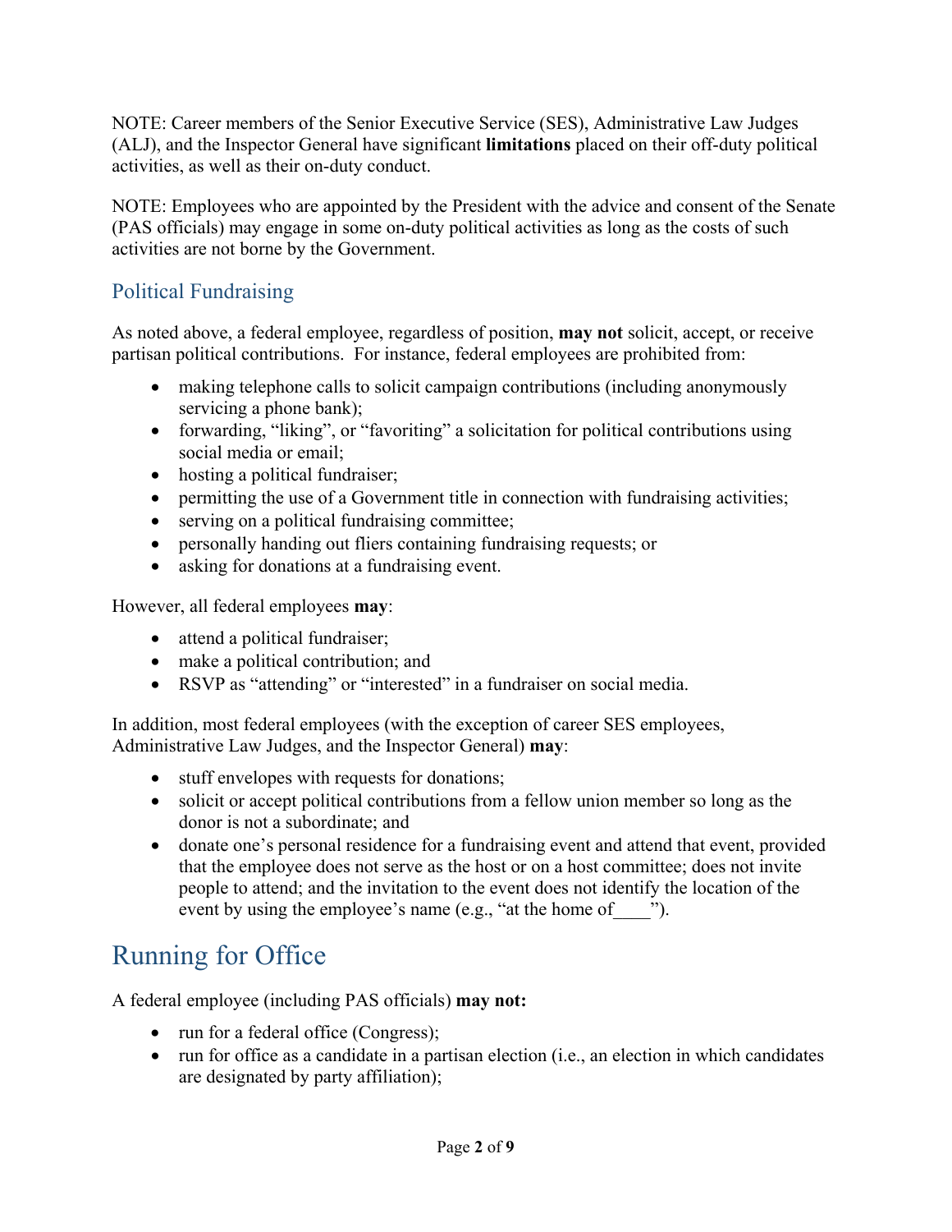NOTE: Career members of the Senior Executive Service (SES), Administrative Law Judges (ALJ), and the Inspector General have significant **limitations** placed on their off-duty political activities, as well as their on-duty conduct.

NOTE: Employees who are appointed by the President with the advice and consent of the Senate (PAS officials) may engage in some on-duty political activities as long as the costs of such activities are not borne by the Government.

## Political Fundraising

As noted above, a federal employee, regardless of position, **may not** solicit, accept, or receive partisan political contributions. For instance, federal employees are prohibited from:

- making telephone calls to solicit campaign contributions (including anonymously servicing a phone bank);
- forwarding, "liking", or "favoriting" a solicitation for political contributions using social media or email;
- hosting a political fundraiser;
- permitting the use of a Government title in connection with fundraising activities;
- serving on a political fundraising committee;
- personally handing out fliers containing fundraising requests; or
- asking for donations at a fundraising event.

However, all federal employees **may**:

- attend a political fundraiser;
- make a political contribution; and
- RSVP as "attending" or "interested" in a fundraiser on social media.

In addition, most federal employees (with the exception of career SES employees, Administrative Law Judges, and the Inspector General) **may**:

- stuff envelopes with requests for donations;
- solicit or accept political contributions from a fellow union member so long as the donor is not a subordinate; and
- donate one's personal residence for a fundraising event and attend that event, provided that the employee does not serve as the host or on a host committee; does not invite people to attend; and the invitation to the event does not identify the location of the event by using the employee's name (e.g., "at the home of____").

# Running for Office

A federal employee (including PAS officials) **may not:**

- run for a federal office (Congress);
- run for office as a candidate in a partisan election (i.e., an election in which candidates are designated by party affiliation);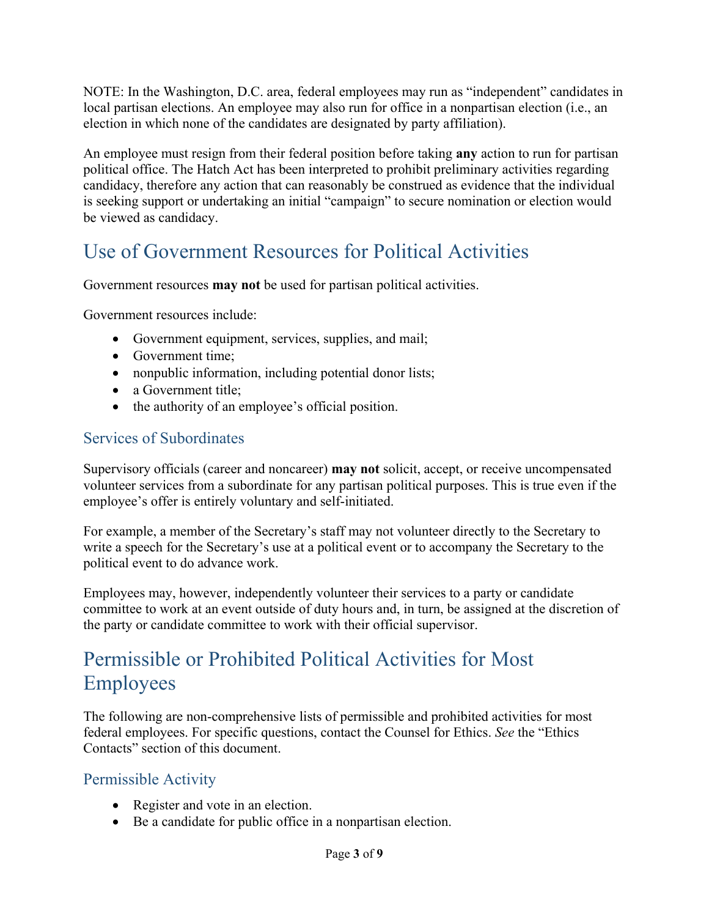NOTE: In the Washington, D.C. area, federal employees may run as "independent" candidates in local partisan elections. An employee may also run for office in a nonpartisan election (i.e., an election in which none of the candidates are designated by party affiliation).

An employee must resign from their federal position before taking **any** action to run for partisan political office. The Hatch Act has been interpreted to prohibit preliminary activities regarding candidacy, therefore any action that can reasonably be construed as evidence that the individual is seeking support or undertaking an initial "campaign" to secure nomination or election would be viewed as candidacy.

## Use of Government Resources for Political Activities

Government resources **may not** be used for partisan political activities.

Government resources include:

- Government equipment, services, supplies, and mail;
- Government time;
- nonpublic information, including potential donor lists;
- a Government title;
- the authority of an employee's official position.

### Services of Subordinates

Supervisory officials (career and noncareer) **may not** solicit, accept, or receive uncompensated volunteer services from a subordinate for any partisan political purposes. This is true even if the employee's offer is entirely voluntary and self-initiated.

For example, a member of the Secretary's staff may not volunteer directly to the Secretary to write a speech for the Secretary's use at a political event or to accompany the Secretary to the political event to do advance work.

Employees may, however, independently volunteer their services to a party or candidate committee to work at an event outside of duty hours and, in turn, be assigned at the discretion of the party or candidate committee to work with their official supervisor.

## Permissible or Prohibited Political Activities for Most Employees

The following are non-comprehensive lists of permissible and prohibited activities for most federal employees. For specific questions, contact the Counsel for Ethics. *See* the "Ethics Contacts" section of this document.

### Permissible Activity

- Register and vote in an election.
- Be a candidate for public office in a nonpartisan election.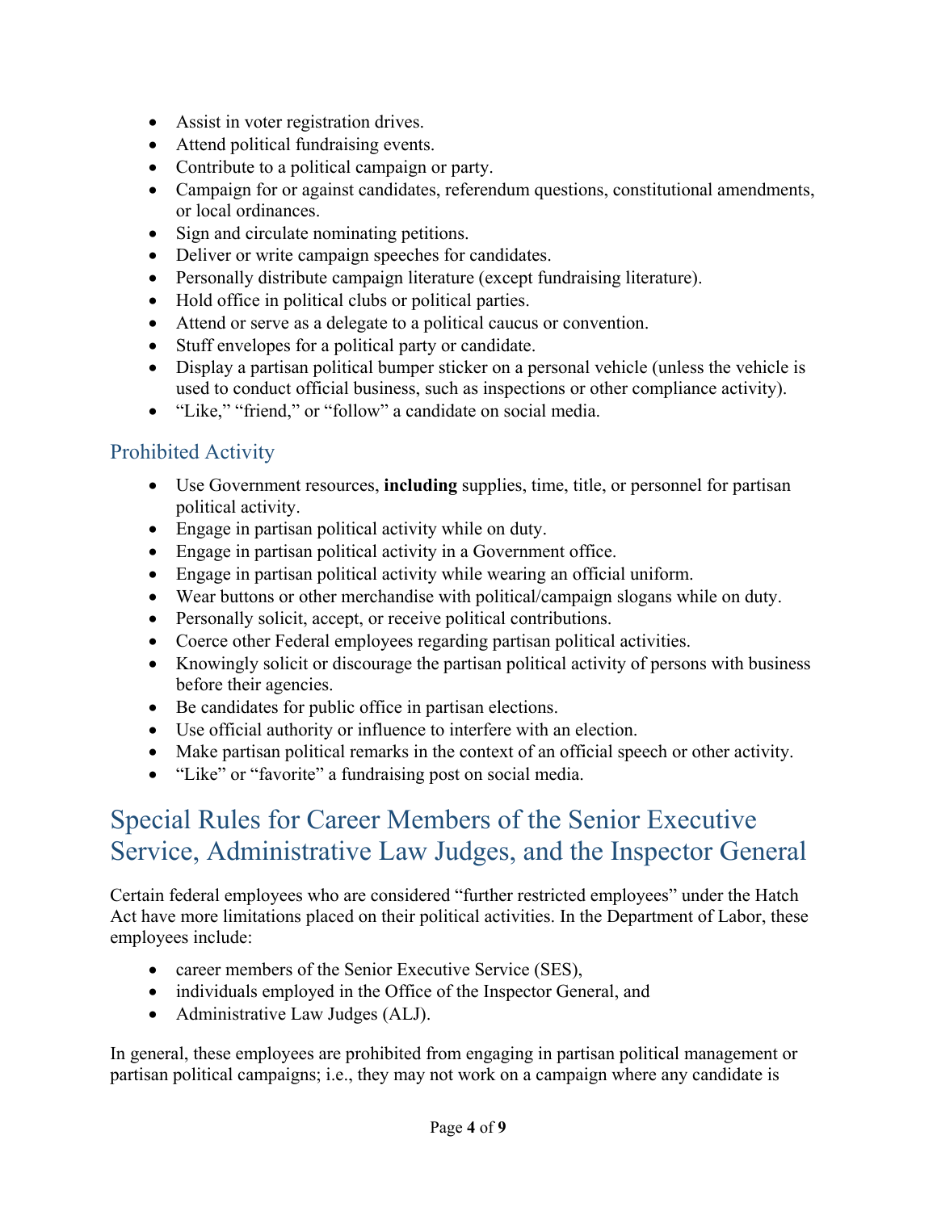- Assist in voter registration drives.
- Attend political fundraising events.
- Contribute to a political campaign or party.
- Campaign for or against candidates, referendum questions, constitutional amendments, or local ordinances.
- Sign and circulate nominating petitions.
- Deliver or write campaign speeches for candidates.
- Personally distribute campaign literature (except fundraising literature).
- Hold office in political clubs or political parties.
- Attend or serve as a delegate to a political caucus or convention.
- Stuff envelopes for a political party or candidate.
- Display a partisan political bumper sticker on a personal vehicle (unless the vehicle is used to conduct official business, such as inspections or other compliance activity).
- "Like," "friend," or "follow" a candidate on social media.

### Prohibited Activity

- Use Government resources, **including** supplies, time, title, or personnel for partisan political activity.
- Engage in partisan political activity while on duty.
- Engage in partisan political activity in a Government office.
- Engage in partisan political activity while wearing an official uniform.
- Wear buttons or other merchandise with political/campaign slogans while on duty.
- Personally solicit, accept, or receive political contributions.
- Coerce other Federal employees regarding partisan political activities.
- Knowingly solicit or discourage the partisan political activity of persons with business before their agencies.
- Be candidates for public office in partisan elections.
- Use official authority or influence to interfere with an election.
- Make partisan political remarks in the context of an official speech or other activity.
- "Like" or "favorite" a fundraising post on social media.

## Special Rules for Career Members of the Senior Executive Service, Administrative Law Judges, and the Inspector General

Certain federal employees who are considered "further restricted employees" under the Hatch Act have more limitations placed on their political activities. In the Department of Labor, these employees include:

- career members of the Senior Executive Service (SES),
- individuals employed in the Office of the Inspector General, and
- Administrative Law Judges (ALJ).

In general, these employees are prohibited from engaging in partisan political management or partisan political campaigns; i.e., they may not work on a campaign where any candidate is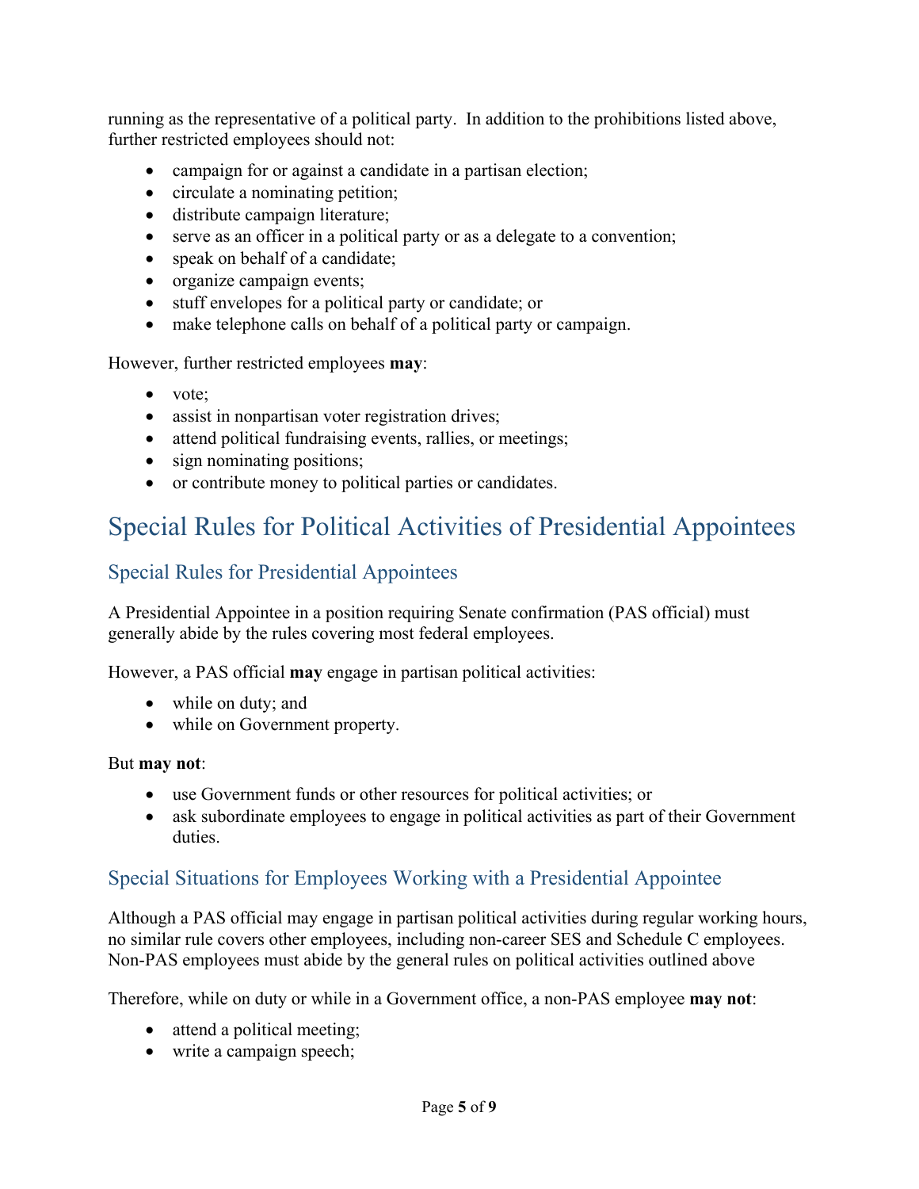running as the representative of a political party. In addition to the prohibitions listed above, further restricted employees should not:

- campaign for or against a candidate in a partisan election;
- circulate a nominating petition;
- distribute campaign literature;
- serve as an officer in a political party or as a delegate to a convention;
- speak on behalf of a candidate;
- organize campaign events;
- stuff envelopes for a political party or candidate; or
- make telephone calls on behalf of a political party or campaign.

However, further restricted employees **may**:

- vote;
- assist in nonpartisan voter registration drives;
- attend political fundraising events, rallies, or meetings;
- sign nominating positions;
- or contribute money to political parties or candidates.

# Special Rules for Political Activities of Presidential Appointees

## Special Rules for Presidential Appointees

A Presidential Appointee in a position requiring Senate confirmation (PAS official) must generally abide by the rules covering most federal employees.

However, a PAS official **may** engage in partisan political activities:

- while on duty; and
- while on Government property.

But **may not**:

- use Government funds or other resources for political activities; or
- ask subordinate employees to engage in political activities as part of their Government duties.

## Special Situations for Employees Working with a Presidential Appointee

Although a PAS official may engage in partisan political activities during regular working hours, no similar rule covers other employees, including non-career SES and Schedule C employees. Non-PAS employees must abide by the general rules on political activities outlined above

Therefore, while on duty or while in a Government office, a non-PAS employee **may not**:

- attend a political meeting;
- write a campaign speech;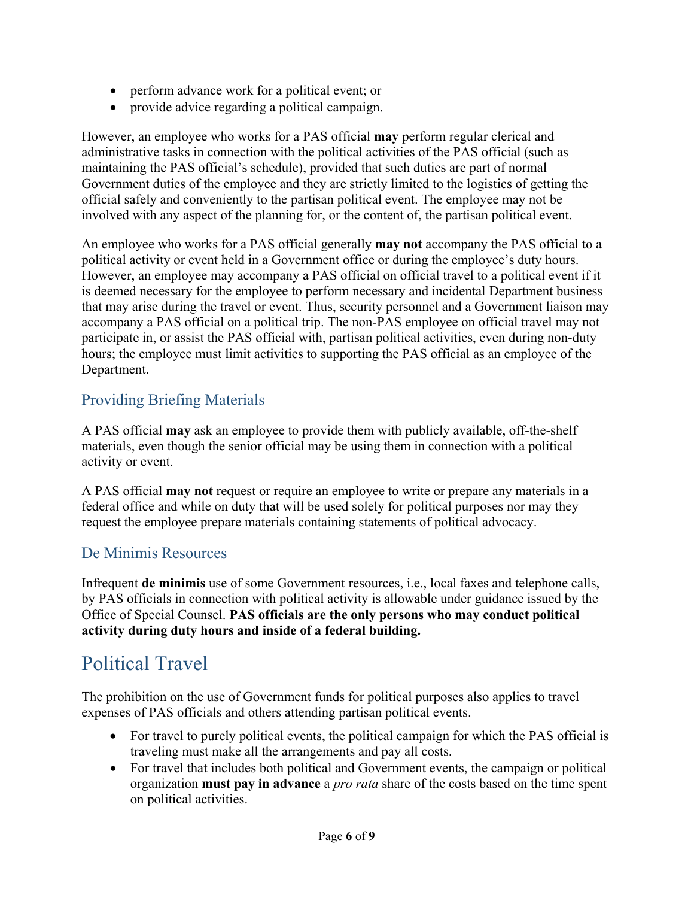- perform advance work for a political event; or
- provide advice regarding a political campaign.

However, an employee who works for a PAS official **may** perform regular clerical and administrative tasks in connection with the political activities of the PAS official (such as maintaining the PAS official's schedule), provided that such duties are part of normal Government duties of the employee and they are strictly limited to the logistics of getting the official safely and conveniently to the partisan political event. The employee may not be involved with any aspect of the planning for, or the content of, the partisan political event.

An employee who works for a PAS official generally **may not** accompany the PAS official to a political activity or event held in a Government office or during the employee's duty hours. However, an employee may accompany a PAS official on official travel to a political event if it is deemed necessary for the employee to perform necessary and incidental Department business that may arise during the travel or event. Thus, security personnel and a Government liaison may accompany a PAS official on a political trip. The non-PAS employee on official travel may not participate in, or assist the PAS official with, partisan political activities, even during non-duty hours; the employee must limit activities to supporting the PAS official as an employee of the Department.

## Providing Briefing Materials

A PAS official **may** ask an employee to provide them with publicly available, off-the-shelf materials, even though the senior official may be using them in connection with a political activity or event.

A PAS official **may not** request or require an employee to write or prepare any materials in a federal office and while on duty that will be used solely for political purposes nor may they request the employee prepare materials containing statements of political advocacy.

## De Minimis Resources

Infrequent **de minimis** use of some Government resources, i.e., local faxes and telephone calls, by PAS officials in connection with political activity is allowable under guidance issued by the Office of Special Counsel. **PAS officials are the only persons who may conduct political activity during duty hours and inside of a federal building.**

# Political Travel

The prohibition on the use of Government funds for political purposes also applies to travel expenses of PAS officials and others attending partisan political events.

- For travel to purely political events, the political campaign for which the PAS official is traveling must make all the arrangements and pay all costs.
- For travel that includes both political and Government events, the campaign or political organization **must pay in advance** a *pro rata* share of the costs based on the time spent on political activities.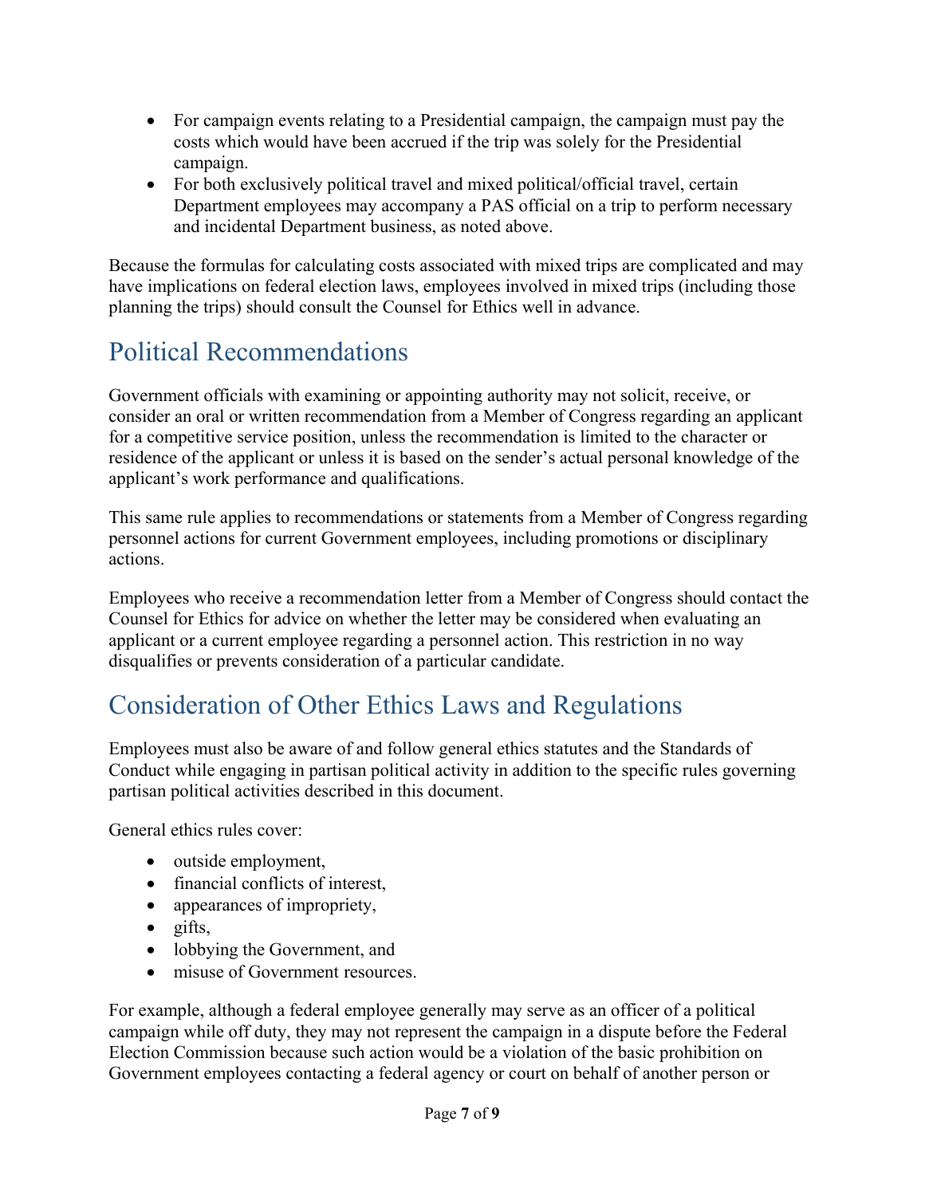- For campaign events relating to a Presidential campaign, the campaign must pay the costs which would have been accrued if the trip was solely for the Presidential campaign.
- For both exclusively political travel and mixed political/official travel, certain Department employees may accompany a PAS official on a trip to perform necessary and incidental Department business, as noted above.

Because the formulas for calculating costs associated with mixed trips are complicated and may have implications on federal election laws, employees involved in mixed trips (including those planning the trips) should consult the Counsel for Ethics well in advance.

## Political Recommendations

Government officials with examining or appointing authority may not solicit, receive, or consider an oral or written recommendation from a Member of Congress regarding an applicant for a competitive service position, unless the recommendation is limited to the character or residence of the applicant or unless it is based on the sender's actual personal knowledge of the applicant's work performance and qualifications.

This same rule applies to recommendations or statements from a Member of Congress regarding personnel actions for current Government employees, including promotions or disciplinary actions.

Employees who receive a recommendation letter from a Member of Congress should contact the Counsel for Ethics for advice on whether the letter may be considered when evaluating an applicant or a current employee regarding a personnel action. This restriction in no way disqualifies or prevents consideration of a particular candidate.

## Consideration of Other Ethics Laws and Regulations

Employees must also be aware of and follow general ethics statutes and the Standards of Conduct while engaging in partisan political activity in addition to the specific rules governing partisan political activities described in this document.

General ethics rules cover:

- outside employment,
- financial conflicts of interest,
- appearances of impropriety,
- gifts,
- lobbying the Government, and
- misuse of Government resources.

For example, although a federal employee generally may serve as an officer of a political campaign while off duty, they may not represent the campaign in a dispute before the Federal Election Commission because such action would be a violation of the basic prohibition on Government employees contacting a federal agency or court on behalf of another person or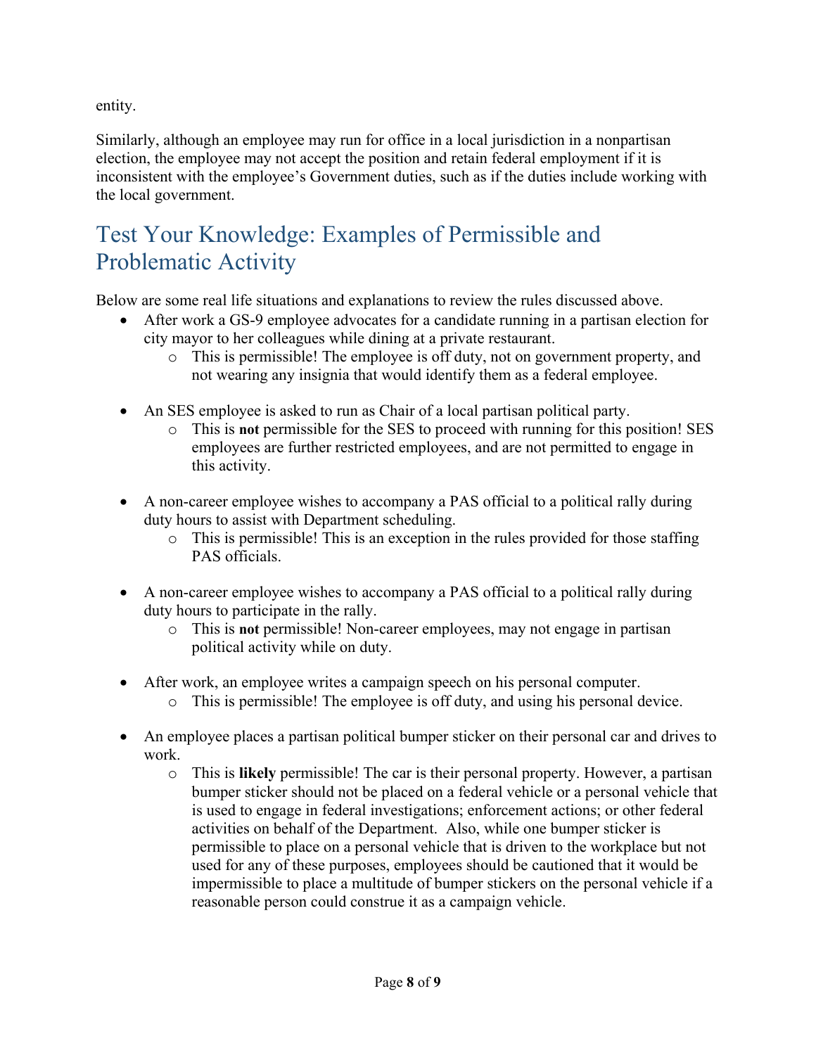entity.

Similarly, although an employee may run for office in a local jurisdiction in a nonpartisan election, the employee may not accept the position and retain federal employment if it is inconsistent with the employee's Government duties, such as if the duties include working with the local government.

## Test Your Knowledge: Examples of Permissible and Problematic Activity

Below are some real life situations and explanations to review the rules discussed above.

- After work a GS-9 employee advocates for a candidate running in a partisan election for city mayor to her colleagues while dining at a private restaurant.
  - This is permissible! The employee is off duty, not on government property, and not wearing any insignia that would identify them as a federal employee.

- An SES employee is asked to run as Chair of a local partisan political party.
  - This is **not** permissible for the SES to proceed with running for this position! SES employees are further restricted employees, and are not permitted to engage in this activity.

- A non-career employee wishes to accompany a PAS official to a political rally during duty hours to assist with Department scheduling.
  - This is permissible! This is an exception in the rules provided for those staffing PAS officials.

- A non-career employee wishes to accompany a PAS official to a political rally during duty hours to participate in the rally.
  - This is **not** permissible! Non-career employees, may not engage in partisan political activity while on duty.

- After work, an employee writes a campaign speech on his personal computer.
  - This is permissible! The employee is off duty, and using his personal device.

- An employee places a partisan political bumper sticker on their personal car and drives to work.
  - This is **likely** permissible! The car is their personal property. However, a partisan bumper sticker should not be placed on a federal vehicle or a personal vehicle that is used to engage in federal investigations; enforcement actions; or other federal activities on behalf of the Department. Also, while one bumper sticker is permissible to place on a personal vehicle that is driven to the workplace but not used for any of these purposes, employees should be cautioned that it would be impermissible to place a multitude of bumper stickers on the personal vehicle if a reasonable person could construe it as a campaign vehicle.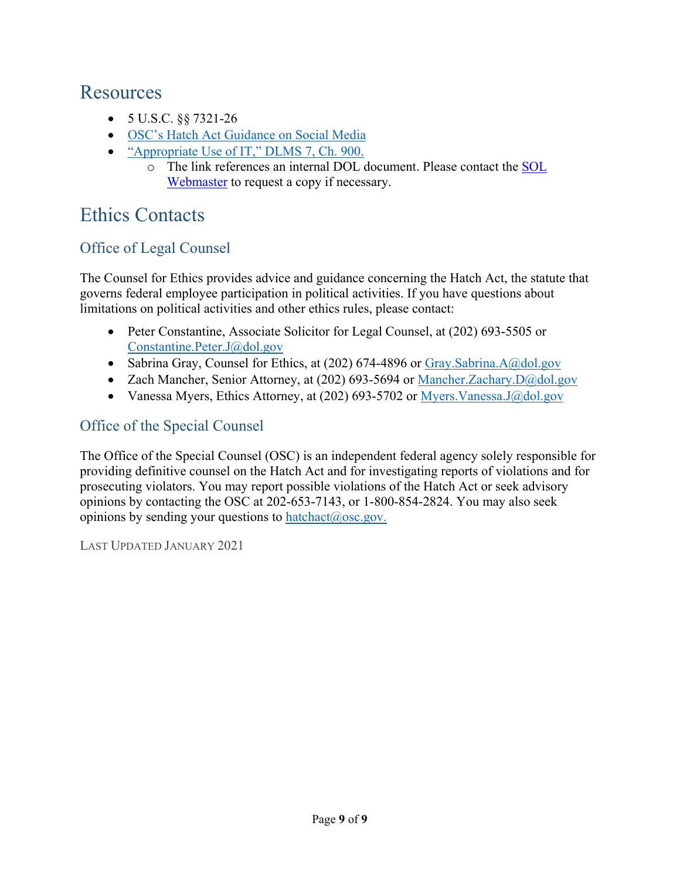# Resources

- 5 U.S.C. §§ 7321-26
- OSC's Hatch Act Guidance on Social Media
- "Appropriate Use of IT," DLMS 7, Ch. 900.
  - The link references an internal DOL document. Please contact the SOL Webmaster to request a copy if necessary.

# Ethics Contacts

## Office of Legal Counsel

The Counsel for Ethics provides advice and guidance concerning the Hatch Act, the statute that governs federal employee participation in political activities. If you have questions about limitations on political activities and other ethics rules, please contact:

- Peter Constantine, Associate Solicitor for Legal Counsel, at (202) 693-5505 or Constantine.Peter.J@dol.gov
- Sabrina Gray, Counsel for Ethics, at (202) 674-4896 or Gray.Sabrina.A@dol.gov
- Zach Mancher, Senior Attorney, at (202) 693-5694 or Mancher.Zachary.D@dol.gov
- Vanessa Myers, Ethics Attorney, at (202) 693-5702 or Myers.Vanessa.J@dol.gov

## Office of the Special Counsel

The Office of the Special Counsel (OSC) is an independent federal agency solely responsible for providing definitive counsel on the Hatch Act and for investigating reports of violations and for prosecuting violators. You may report possible violations of the Hatch Act or seek advisory opinions by contacting the OSC at 202-653-7143, or 1-800-854-2824. You may also seek opinions by sending your questions to hatchact@osc.gov.

LAST UPDATED JANUARY 2021